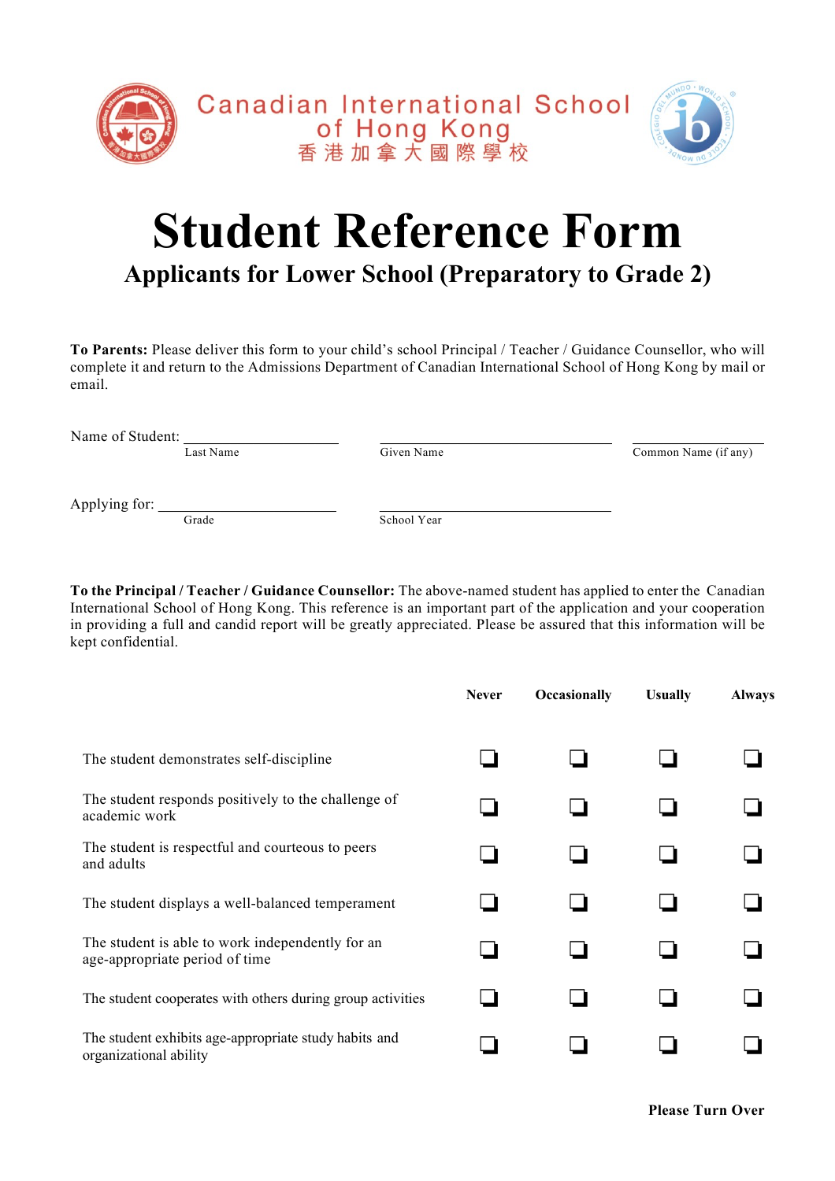Canadian International School of Hong Kong
香港加拿大國際學校

# Student Reference Form

## Applicants for Lower School (Preparatory to Grade 2)

**To Parents:** Please deliver this form to your child's school Principal / Teacher / Guidance Counsellor, who will complete it and return to the Admissions Department of Canadian International School of Hong Kong by mail or email.

Name of Student: ____________________ ____________________ ____________________
Last Name | Given Name | Common Name (if any)

Applying for: ____________________ ____________________
Grade | School Year

**To the Principal / Teacher / Guidance Counsellor:** The above-named student has applied to enter the Canadian International School of Hong Kong. This reference is an important part of the application and your cooperation in providing a full and candid report will be greatly appreciated. Please be assured that this information will be kept confidential.

| | Never | Occasionally | Usually | Always |
|---|---|---|---|---|
| The student demonstrates self-discipline | ☐ | ☐ | ☐ | ☐ |
| The student responds positively to the challenge of academic work | ☐ | ☐ | ☐ | ☐ |
| The student is respectful and courteous to peers and adults | ☐ | ☐ | ☐ | ☐ |
| The student displays a well-balanced temperament | ☐ | ☐ | ☐ | ☐ |
| The student is able to work independently for an age-appropriate period of time | ☐ | ☐ | ☐ | ☐ |
| The student cooperates with others during group activities | ☐ | ☐ | ☐ | ☐ |
| The student exhibits age-appropriate study habits and organizational ability | ☐ | ☐ | ☐ | ☐ |

**Please Turn Over**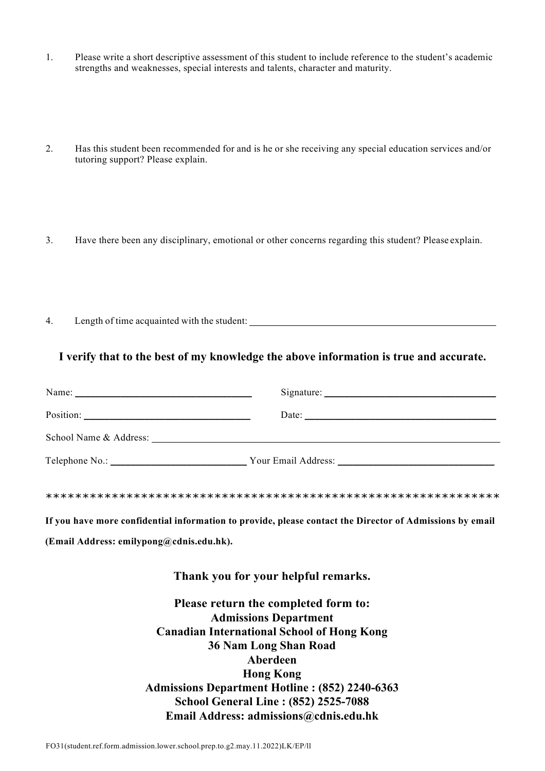1. Please write a short descriptive assessment of this student to include reference to the student's academic strengths and weaknesses, special interests and talents, character and maturity.

2. Has this student been recommended for and is he or she receiving any special education services and/or tutoring support? Please explain.

3. Have there been any disciplinary, emotional or other concerns regarding this student? Please explain.

4. Length of time acquainted with the student: ____________________________________________

**I verify that to the best of my knowledge the above information is true and accurate.**

Name: ______________________________ Signature: ______________________________

Position: ______________________________ Date: ______________________________

School Name & Address: ____________________________________________________________

Telephone No.: ________________________ Your Email Address: ____________________________

*************************************************************

**If you have more confidential information to provide, please contact the Director of Admissions by email (Email Address: emilypong@cdnis.edu.hk).**

**Thank you for your helpful remarks.**

**Please return the completed form to:**
**Admissions Department**
**Canadian International School of Hong Kong**
**36 Nam Long Shan Road**
**Aberdeen**
**Hong Kong**
**Admissions Department Hotline : (852) 2240-6363**
**School General Line : (852) 2525-7088**
**Email Address: admissions@cdnis.edu.hk**

FO31(student.ref.form.admission.lower.school.prep.to.g2.may.11.2022)LK/EP/ll